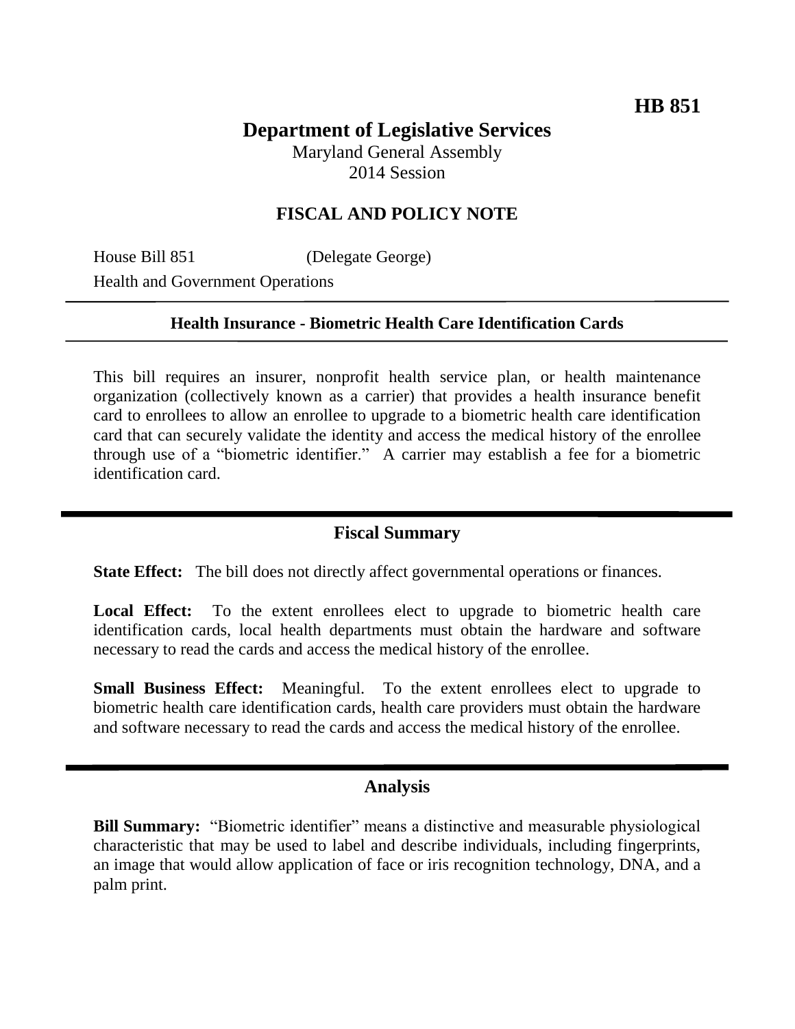**HB 851**

# Department of Legislative Services

Maryland General Assembly
2014 Session

## FISCAL AND POLICY NOTE

House Bill 851 (Delegate George)
Health and Government Operations

**Health Insurance - Biometric Health Care Identification Cards**

This bill requires an insurer, nonprofit health service plan, or health maintenance organization (collectively known as a carrier) that provides a health insurance benefit card to enrollees to allow an enrollee to upgrade to a biometric health care identification card that can securely validate the identity and access the medical history of the enrollee through use of a "biometric identifier." A carrier may establish a fee for a biometric identification card.

## Fiscal Summary

**State Effect:** The bill does not directly affect governmental operations or finances.

**Local Effect:** To the extent enrollees elect to upgrade to biometric health care identification cards, local health departments must obtain the hardware and software necessary to read the cards and access the medical history of the enrollee.

**Small Business Effect:** Meaningful. To the extent enrollees elect to upgrade to biometric health care identification cards, health care providers must obtain the hardware and software necessary to read the cards and access the medical history of the enrollee.

## Analysis

**Bill Summary:** "Biometric identifier" means a distinctive and measurable physiological characteristic that may be used to label and describe individuals, including fingerprints, an image that would allow application of face or iris recognition technology, DNA, and a palm print.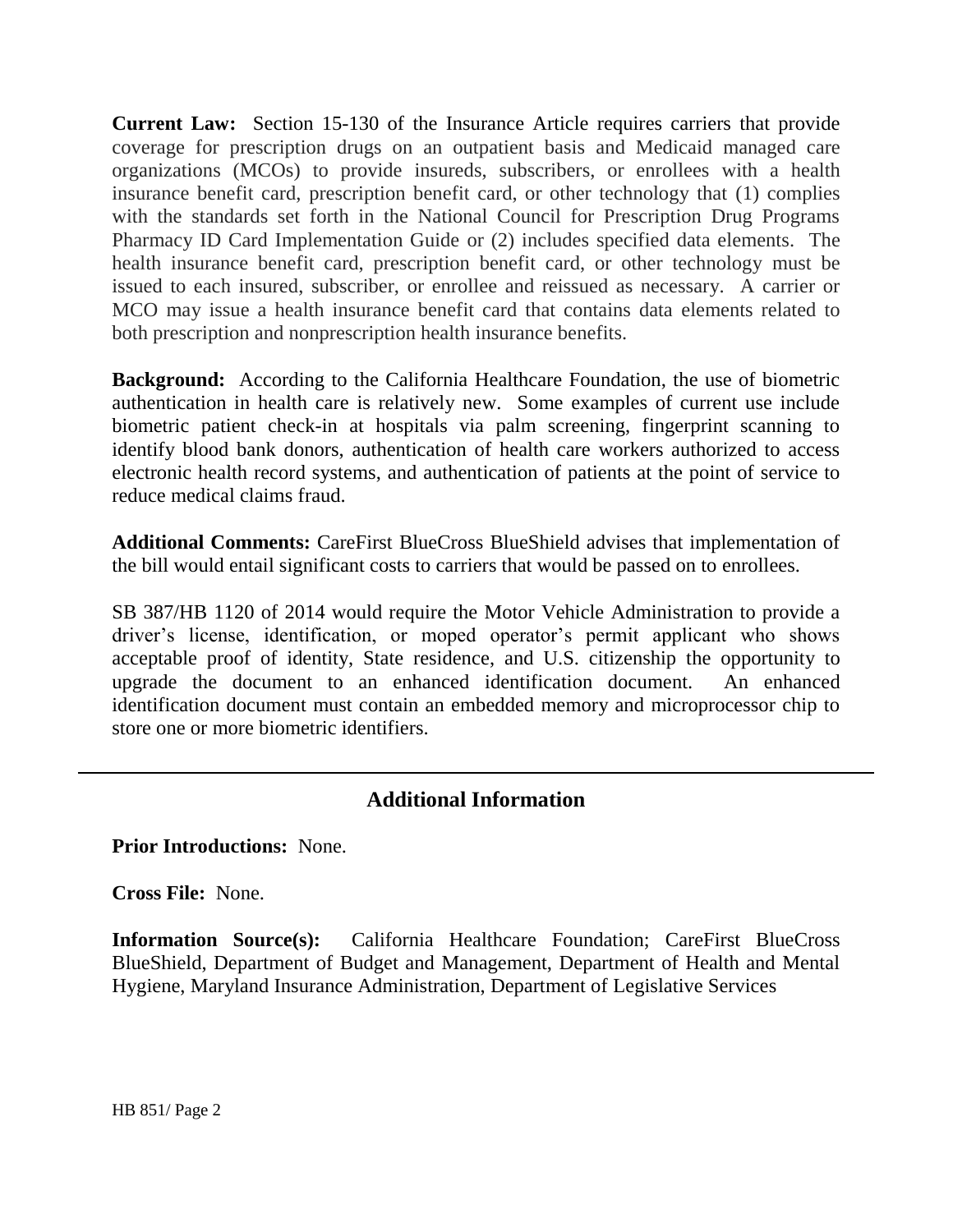**Current Law:** Section 15-130 of the Insurance Article requires carriers that provide coverage for prescription drugs on an outpatient basis and Medicaid managed care organizations (MCOs) to provide insureds, subscribers, or enrollees with a health insurance benefit card, prescription benefit card, or other technology that (1) complies with the standards set forth in the National Council for Prescription Drug Programs Pharmacy ID Card Implementation Guide or (2) includes specified data elements. The health insurance benefit card, prescription benefit card, or other technology must be issued to each insured, subscriber, or enrollee and reissued as necessary. A carrier or MCO may issue a health insurance benefit card that contains data elements related to both prescription and nonprescription health insurance benefits.

**Background:** According to the California Healthcare Foundation, the use of biometric authentication in health care is relatively new. Some examples of current use include biometric patient check-in at hospitals via palm screening, fingerprint scanning to identify blood bank donors, authentication of health care workers authorized to access electronic health record systems, and authentication of patients at the point of service to reduce medical claims fraud.

**Additional Comments:** CareFirst BlueCross BlueShield advises that implementation of the bill would entail significant costs to carriers that would be passed on to enrollees.

SB 387/HB 1120 of 2014 would require the Motor Vehicle Administration to provide a driver's license, identification, or moped operator's permit applicant who shows acceptable proof of identity, State residence, and U.S. citizenship the opportunity to upgrade the document to an enhanced identification document. An enhanced identification document must contain an embedded memory and microprocessor chip to store one or more biometric identifiers.

---

## Additional Information

**Prior Introductions:** None.

**Cross File:** None.

**Information Source(s):** California Healthcare Foundation; CareFirst BlueCross BlueShield, Department of Budget and Management, Department of Health and Mental Hygiene, Maryland Insurance Administration, Department of Legislative Services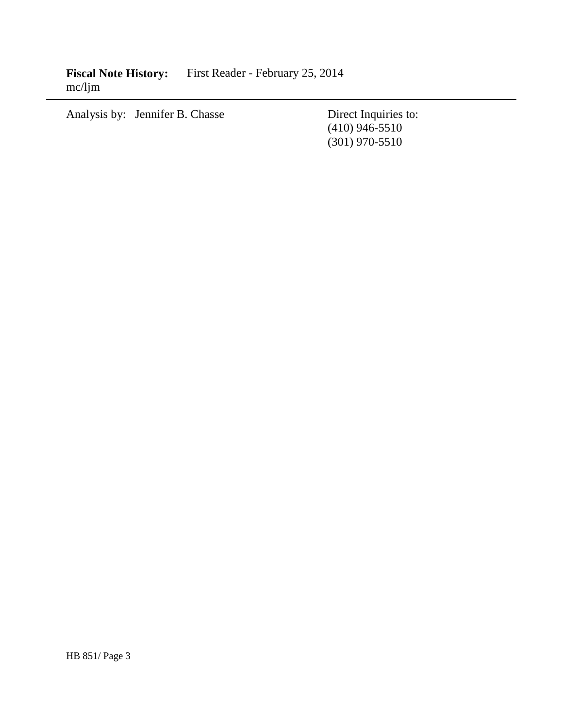**Fiscal Note History:** First Reader - February 25, 2014
mc/ljm

---

Analysis by: Jennifer B. Chasse

Direct Inquiries to:
(410) 946-5510
(301) 970-5510